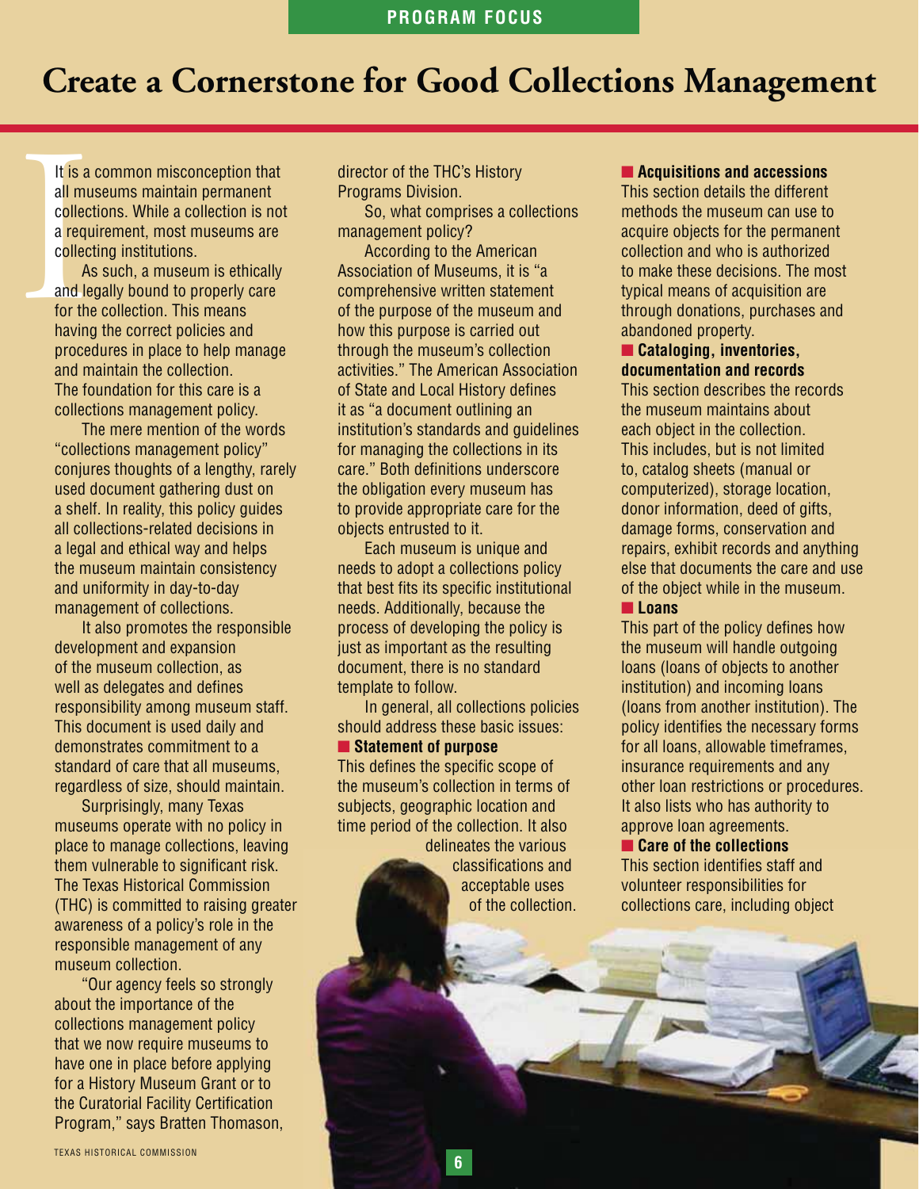PROGRAM FOCUS

# Create a Cornerstone for Good Collections Management

It is a common misconception that all museums maintain permanent collections. While a collection is not a requirement, most museums are collecting institutions.

As such, a museum is ethically and legally bound to properly care for the collection. This means having the correct policies and procedures in place to help manage and maintain the collection. The foundation for this care is a collections management policy.

The mere mention of the words "collections management policy" conjures thoughts of a lengthy, rarely used document gathering dust on a shelf. In reality, this policy guides all collections-related decisions in a legal and ethical way and helps the museum maintain consistency and uniformity in day-to-day management of collections.

It also promotes the responsible development and expansion of the museum collection, as well as delegates and defines responsibility among museum staff. This document is used daily and demonstrates commitment to a standard of care that all museums, regardless of size, should maintain.

Surprisingly, many Texas museums operate with no policy in place to manage collections, leaving them vulnerable to significant risk. The Texas Historical Commission (THC) is committed to raising greater awareness of a policy's role in the responsible management of any museum collection.

"Our agency feels so strongly about the importance of the collections management policy that we now require museums to have one in place before applying for a History Museum Grant or to the Curatorial Facility Certification Program," says Bratten Thomason, director of the THC's History Programs Division.

So, what comprises a collections management policy?

According to the American Association of Museums, it is "a comprehensive written statement of the purpose of the museum and how this purpose is carried out through the museum's collection activities." The American Association of State and Local History defines it as "a document outlining an institution's standards and guidelines for managing the collections in its care." Both definitions underscore the obligation every museum has to provide appropriate care for the objects entrusted to it.

Each museum is unique and needs to adopt a collections policy that best fits its specific institutional needs. Additionally, because the process of developing the policy is just as important as the resulting document, there is no standard template to follow.

In general, all collections policies should address these basic issues:

**Statement of purpose**
This defines the specific scope of the museum's collection in terms of subjects, geographic location and time period of the collection. It also delineates the various classifications and acceptable uses of the collection.

**Acquisitions and accessions**
This section details the different methods the museum can use to acquire objects for the permanent collection and who is authorized to make these decisions. The most typical means of acquisition are through donations, purchases and abandoned property.

**Cataloging, inventories, documentation and records**
This section describes the records the museum maintains about each object in the collection. This includes, but is not limited to, catalog sheets (manual or computerized), storage location, donor information, deed of gifts, damage forms, conservation and repairs, exhibit records and anything else that documents the care and use of the object while in the museum.

**Loans**
This part of the policy defines how the museum will handle outgoing loans (loans of objects to another institution) and incoming loans (loans from another institution). The policy identifies the necessary forms for all loans, allowable timeframes, insurance requirements and any other loan restrictions or procedures. It also lists who has authority to approve loan agreements.

**Care of the collections**
This section identifies staff and volunteer responsibilities for collections care, including object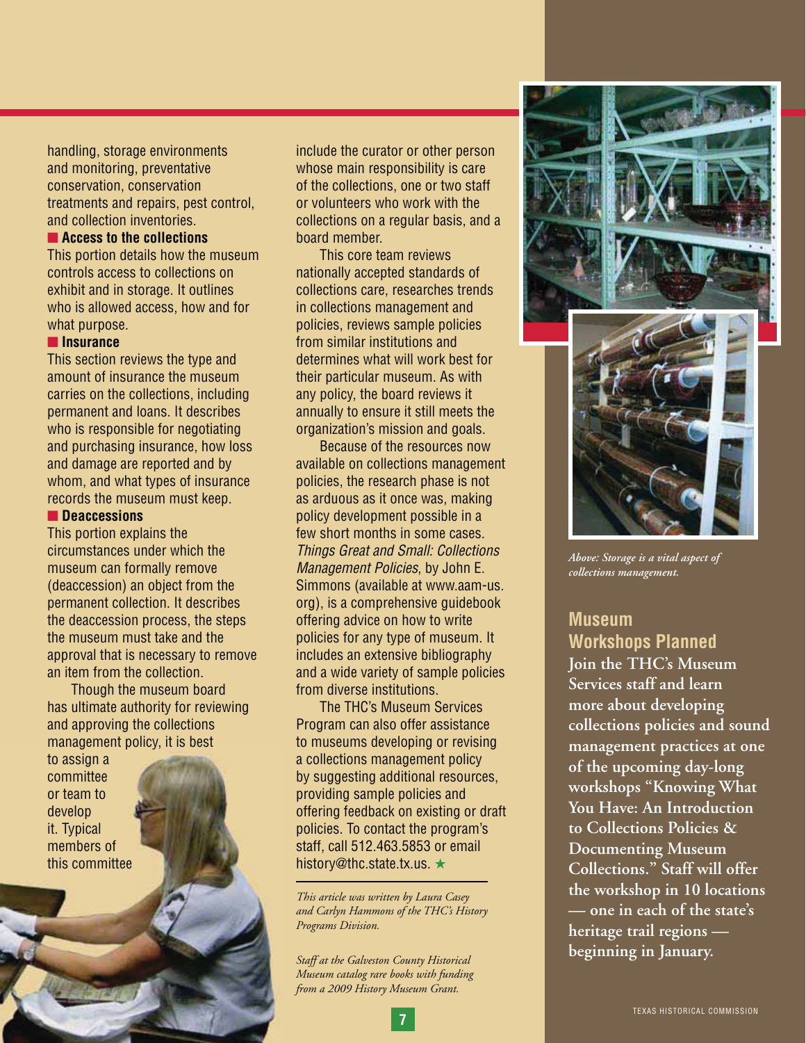handling, storage environments and monitoring, preventative conservation, conservation treatments and repairs, pest control, and collection inventories.

■ **Access to the collections**
This portion details how the museum controls access to collections on exhibit and in storage. It outlines who is allowed access, how and for what purpose.

■ **Insurance**
This section reviews the type and amount of insurance the museum carries on the collections, including permanent and loans. It describes who is responsible for negotiating and purchasing insurance, how loss and damage are reported and by whom, and what types of insurance records the museum must keep.

■ **Deaccessions**
This portion explains the circumstances under which the museum can formally remove (deaccession) an object from the permanent collection. It describes the deaccession process, the steps the museum must take and the approval that is necessary to remove an item from the collection.

Though the museum board has ultimate authority for reviewing and approving the collections management policy, it is best to assign a committee or team to develop it. Typical members of this committee include the curator or other person whose main responsibility is care of the collections, one or two staff or volunteers who work with the collections on a regular basis, and a board member.

This core team reviews nationally accepted standards of collections care, researches trends in collections management and policies, reviews sample policies from similar institutions and determines what will work best for their particular museum. As with any policy, the board reviews it annually to ensure it still meets the organization's mission and goals.

Because of the resources now available on collections management policies, the research phase is not as arduous as it once was, making policy development possible in a few short months in some cases. *Things Great and Small: Collections Management Policies*, by John E. Simmons (available at www.aam-us.org), is a comprehensive guidebook offering advice on how to write policies for any type of museum. It includes an extensive bibliography and a wide variety of sample policies from diverse institutions.

The THC's Museum Services Program can also offer assistance to museums developing or revising a collections management policy by suggesting additional resources, providing sample policies and offering feedback on existing or draft policies. To contact the program's staff, call 512.463.5853 or email history@thc.state.tx.us. ★

*This article was written by Laura Casey and Carlyn Hammons of the THC's History Programs Division.*

*Staff at the Galveston County Historical Museum catalog rare books with funding from a 2009 History Museum Grant.*

*Above: Storage is a vital aspect of collections management.*

## Museum Workshops Planned

**Join the THC's Museum Services staff and learn more about developing collections policies and sound management practices at one of the upcoming day-long workshops "Knowing What You Have: An Introduction to Collections Policies & Documenting Museum Collections." Staff will offer the workshop in 10 locations — one in each of the state's heritage trail regions — beginning in January.**